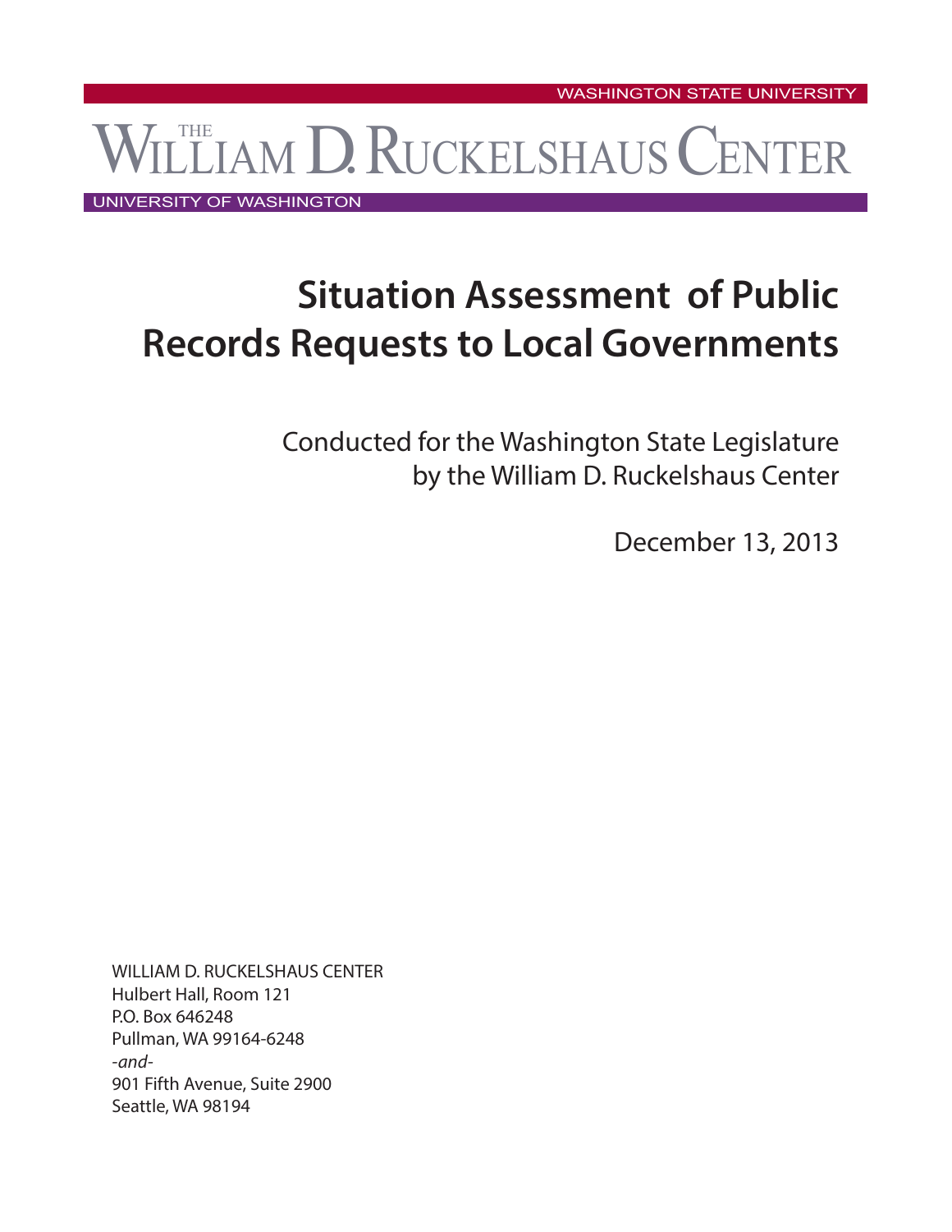WASHINGTON STATE UNIVERSITY

THE WILLIAM D. RUCKELSHAUS CENTER

UNIVERSITY OF WASHINGTON

# Situation Assessment of Public Records Requests to Local Governments

Conducted for the Washington State Legislature
by the William D. Ruckelshaus Center

December 13, 2013

WILLIAM D. RUCKELSHAUS CENTER
Hulbert Hall, Room 121
P.O. Box 646248
Pullman, WA 99164-6248
*-and-*
901 Fifth Avenue, Suite 2900
Seattle, WA 98194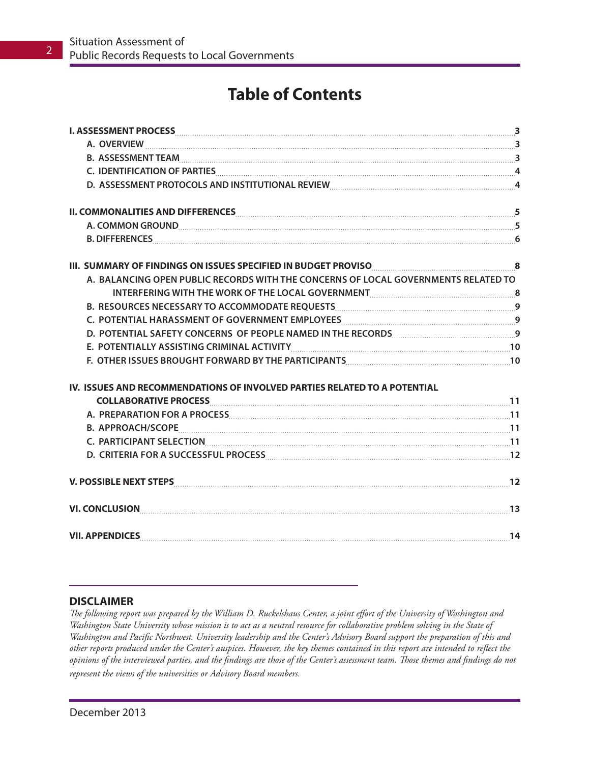# Table of Contents

**I. ASSESSMENT PROCESS** ... 3

- A. OVERVIEW ... 3
- B. ASSESSMENT TEAM ... 3
- C. IDENTIFICATION OF PARTIES ... 4
- D. ASSESSMENT PROTOCOLS AND INSTITUTIONAL REVIEW ... 4

**II. COMMONALITIES AND DIFFERENCES** ... 5

- A. COMMON GROUND ... 5
- B. DIFFERENCES ... 6

**III. SUMMARY OF FINDINGS ON ISSUES SPECIFIED IN BUDGET PROVISO** ... 8

- A. BALANCING OPEN PUBLIC RECORDS WITH THE CONCERNS OF LOCAL GOVERNMENTS RELATED TO INTERFERING WITH THE WORK OF THE LOCAL GOVERNMENT ... 8
- B. RESOURCES NECESSARY TO ACCOMMODATE REQUESTS ... 9
- C. POTENTIAL HARASSMENT OF GOVERNMENT EMPLOYEES ... 9
- D. POTENTIAL SAFETY CONCERNS OF PEOPLE NAMED IN THE RECORDS ... 9
- E. POTENTIALLY ASSISTING CRIMINAL ACTIVITY ... 10
- F. OTHER ISSUES BROUGHT FORWARD BY THE PARTICIPANTS ... 10

**IV. ISSUES AND RECOMMENDATIONS OF INVOLVED PARTIES RELATED TO A POTENTIAL COLLABORATIVE PROCESS** ... 11

- A. PREPARATION FOR A PROCESS ... 11
- B. APPROACH/SCOPE ... 11
- C. PARTICIPANT SELECTION ... 11
- D. CRITERIA FOR A SUCCESSFUL PROCESS ... 12

**V. POSSIBLE NEXT STEPS** ... 12

**VI. CONCLUSION** ... 13

**VII. APPENDICES** ... 14

## DISCLAIMER

*The following report was prepared by the William D. Ruckelshaus Center, a joint effort of the University of Washington and Washington State University whose mission is to act as a neutral resource for collaborative problem solving in the State of Washington and Pacific Northwest. University leadership and the Center's Advisory Board support the preparation of this and other reports produced under the Center's auspices. However, the key themes contained in this report are intended to reflect the opinions of the interviewed parties, and the findings are those of the Center's assessment team. Those themes and findings do not represent the views of the universities or Advisory Board members.*

December 2013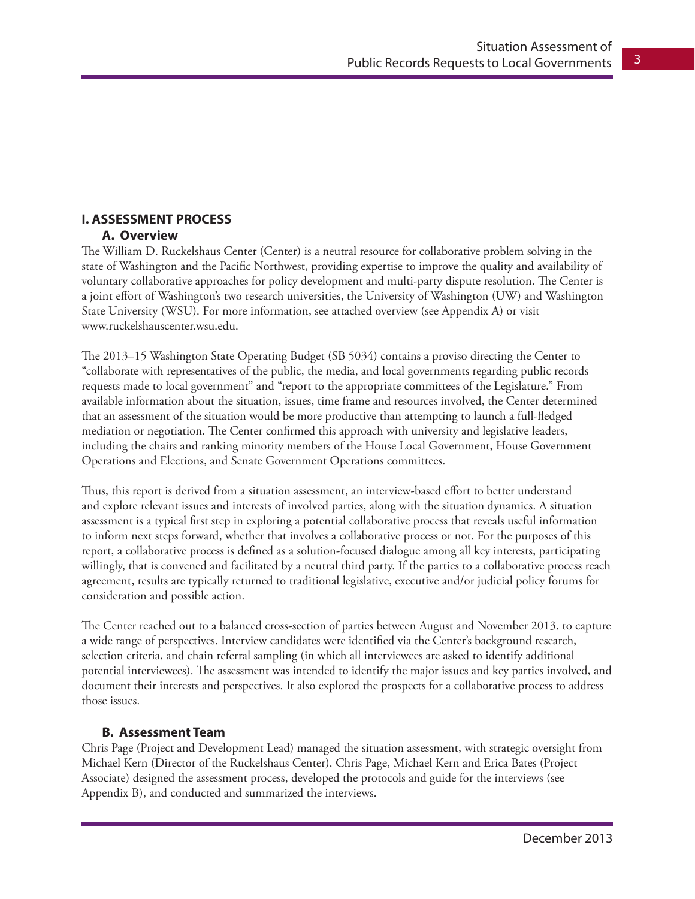# I. ASSESSMENT PROCESS

## A. Overview

The William D. Ruckelshaus Center (Center) is a neutral resource for collaborative problem solving in the state of Washington and the Pacific Northwest, providing expertise to improve the quality and availability of voluntary collaborative approaches for policy development and multi-party dispute resolution. The Center is a joint effort of Washington's two research universities, the University of Washington (UW) and Washington State University (WSU). For more information, see attached overview (see Appendix A) or visit www.ruckelshauscenter.wsu.edu.

The 2013–15 Washington State Operating Budget (SB 5034) contains a proviso directing the Center to "collaborate with representatives of the public, the media, and local governments regarding public records requests made to local government" and "report to the appropriate committees of the Legislature." From available information about the situation, issues, time frame and resources involved, the Center determined that an assessment of the situation would be more productive than attempting to launch a full-fledged mediation or negotiation. The Center confirmed this approach with university and legislative leaders, including the chairs and ranking minority members of the House Local Government, House Government Operations and Elections, and Senate Government Operations committees.

Thus, this report is derived from a situation assessment, an interview-based effort to better understand and explore relevant issues and interests of involved parties, along with the situation dynamics. A situation assessment is a typical first step in exploring a potential collaborative process that reveals useful information to inform next steps forward, whether that involves a collaborative process or not. For the purposes of this report, a collaborative process is defined as a solution-focused dialogue among all key interests, participating willingly, that is convened and facilitated by a neutral third party. If the parties to a collaborative process reach agreement, results are typically returned to traditional legislative, executive and/or judicial policy forums for consideration and possible action.

The Center reached out to a balanced cross-section of parties between August and November 2013, to capture a wide range of perspectives. Interview candidates were identified via the Center's background research, selection criteria, and chain referral sampling (in which all interviewees are asked to identify additional potential interviewees). The assessment was intended to identify the major issues and key parties involved, and document their interests and perspectives. It also explored the prospects for a collaborative process to address those issues.

## B. Assessment Team

Chris Page (Project and Development Lead) managed the situation assessment, with strategic oversight from Michael Kern (Director of the Ruckelshaus Center). Chris Page, Michael Kern and Erica Bates (Project Associate) designed the assessment process, developed the protocols and guide for the interviews (see Appendix B), and conducted and summarized the interviews.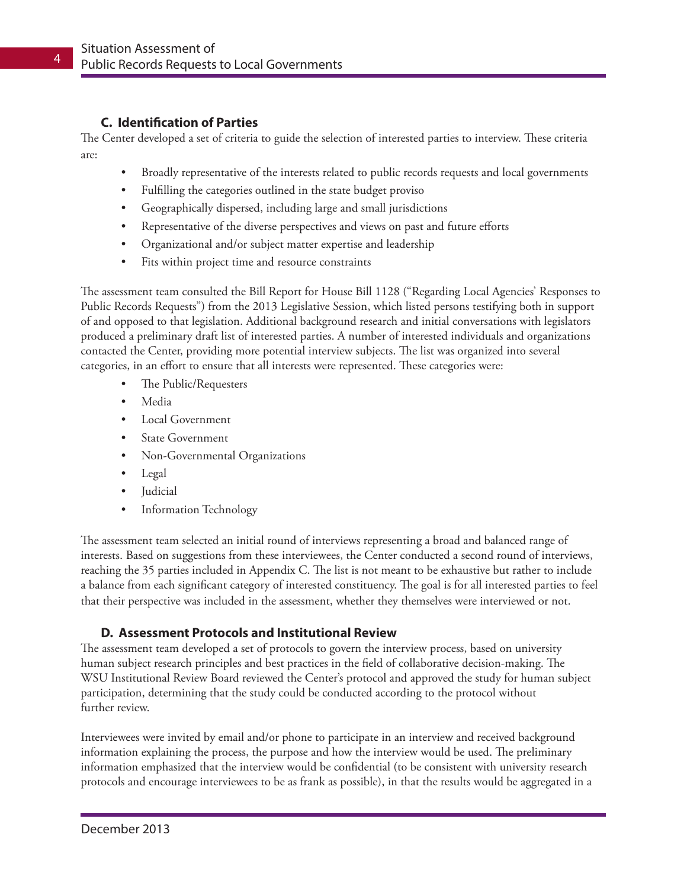### C. Identification of Parties

The Center developed a set of criteria to guide the selection of interested parties to interview. These criteria are:

- Broadly representative of the interests related to public records requests and local governments
- Fulfilling the categories outlined in the state budget proviso
- Geographically dispersed, including large and small jurisdictions
- Representative of the diverse perspectives and views on past and future efforts
- Organizational and/or subject matter expertise and leadership
- Fits within project time and resource constraints

The assessment team consulted the Bill Report for House Bill 1128 ("Regarding Local Agencies' Responses to Public Records Requests") from the 2013 Legislative Session, which listed persons testifying both in support of and opposed to that legislation. Additional background research and initial conversations with legislators produced a preliminary draft list of interested parties. A number of interested individuals and organizations contacted the Center, providing more potential interview subjects. The list was organized into several categories, in an effort to ensure that all interests were represented. These categories were:

- The Public/Requesters
- Media
- Local Government
- State Government
- Non-Governmental Organizations
- Legal
- Judicial
- Information Technology

The assessment team selected an initial round of interviews representing a broad and balanced range of interests. Based on suggestions from these interviewees, the Center conducted a second round of interviews, reaching the 35 parties included in Appendix C. The list is not meant to be exhaustive but rather to include a balance from each significant category of interested constituency. The goal is for all interested parties to feel that their perspective was included in the assessment, whether they themselves were interviewed or not.

### D. Assessment Protocols and Institutional Review

The assessment team developed a set of protocols to govern the interview process, based on university human subject research principles and best practices in the field of collaborative decision-making. The WSU Institutional Review Board reviewed the Center's protocol and approved the study for human subject participation, determining that the study could be conducted according to the protocol without further review.

Interviewees were invited by email and/or phone to participate in an interview and received background information explaining the process, the purpose and how the interview would be used. The preliminary information emphasized that the interview would be confidential (to be consistent with university research protocols and encourage interviewees to be as frank as possible), in that the results would be aggregated in a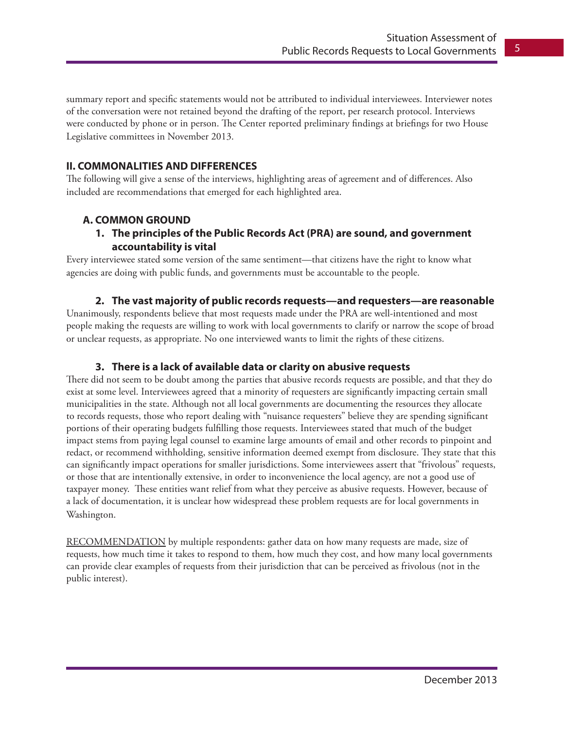summary report and specific statements would not be attributed to individual interviewees. Interviewer notes of the conversation were not retained beyond the drafting of the report, per research protocol. Interviews were conducted by phone or in person. The Center reported preliminary findings at briefings for two House Legislative committees in November 2013.

## II. COMMONALITIES AND DIFFERENCES

The following will give a sense of the interviews, highlighting areas of agreement and of differences. Also included are recommendations that emerged for each highlighted area.

### A. COMMON GROUND

#### 1. The principles of the Public Records Act (PRA) are sound, and government accountability is vital

Every interviewee stated some version of the same sentiment—that citizens have the right to know what agencies are doing with public funds, and governments must be accountable to the people.

#### 2. The vast majority of public records requests—and requesters—are reasonable

Unanimously, respondents believe that most requests made under the PRA are well-intentioned and most people making the requests are willing to work with local governments to clarify or narrow the scope of broad or unclear requests, as appropriate. No one interviewed wants to limit the rights of these citizens.

#### 3. There is a lack of available data or clarity on abusive requests

There did not seem to be doubt among the parties that abusive records requests are possible, and that they do exist at some level. Interviewees agreed that a minority of requesters are significantly impacting certain small municipalities in the state. Although not all local governments are documenting the resources they allocate to records requests, those who report dealing with "nuisance requesters" believe they are spending significant portions of their operating budgets fulfilling those requests. Interviewees stated that much of the budget impact stems from paying legal counsel to examine large amounts of email and other records to pinpoint and redact, or recommend withholding, sensitive information deemed exempt from disclosure. They state that this can significantly impact operations for smaller jurisdictions. Some interviewees assert that "frivolous" requests, or those that are intentionally extensive, in order to inconvenience the local agency, are not a good use of taxpayer money. These entities want relief from what they perceive as abusive requests. However, because of a lack of documentation, it is unclear how widespread these problem requests are for local governments in Washington.

<u>RECOMMENDATION</u> by multiple respondents: gather data on how many requests are made, size of requests, how much time it takes to respond to them, how much they cost, and how many local governments can provide clear examples of requests from their jurisdiction that can be perceived as frivolous (not in the public interest).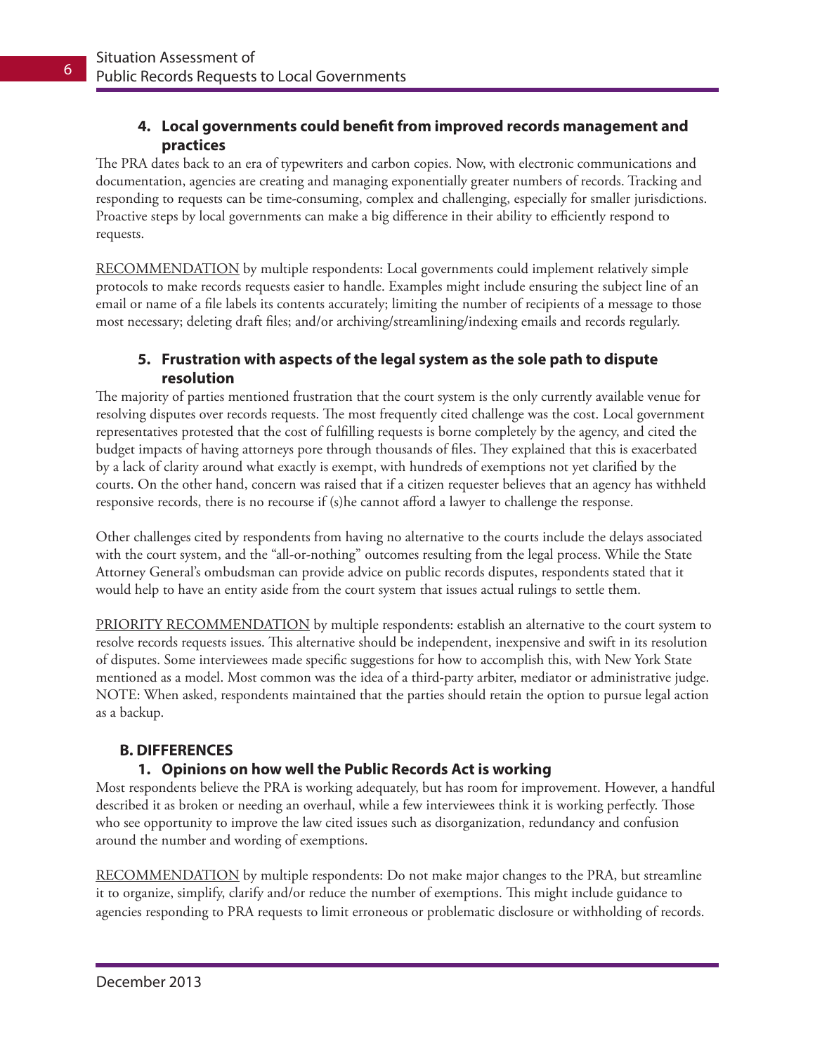#### 4. Local governments could benefit from improved records management and practices

The PRA dates back to an era of typewriters and carbon copies. Now, with electronic communications and documentation, agencies are creating and managing exponentially greater numbers of records. Tracking and responding to requests can be time-consuming, complex and challenging, especially for smaller jurisdictions. Proactive steps by local governments can make a big difference in their ability to efficiently respond to requests.

<u>RECOMMENDATION</u> by multiple respondents: Local governments could implement relatively simple protocols to make records requests easier to handle. Examples might include ensuring the subject line of an email or name of a file labels its contents accurately; limiting the number of recipients of a message to those most necessary; deleting draft files; and/or archiving/streamlining/indexing emails and records regularly.

#### 5. Frustration with aspects of the legal system as the sole path to dispute resolution

The majority of parties mentioned frustration that the court system is the only currently available venue for resolving disputes over records requests. The most frequently cited challenge was the cost. Local government representatives protested that the cost of fulfilling requests is borne completely by the agency, and cited the budget impacts of having attorneys pore through thousands of files. They explained that this is exacerbated by a lack of clarity around what exactly is exempt, with hundreds of exemptions not yet clarified by the courts. On the other hand, concern was raised that if a citizen requester believes that an agency has withheld responsive records, there is no recourse if (s)he cannot afford a lawyer to challenge the response.

Other challenges cited by respondents from having no alternative to the courts include the delays associated with the court system, and the "all-or-nothing" outcomes resulting from the legal process. While the State Attorney General's ombudsman can provide advice on public records disputes, respondents stated that it would help to have an entity aside from the court system that issues actual rulings to settle them.

<u>PRIORITY RECOMMENDATION</u> by multiple respondents: establish an alternative to the court system to resolve records requests issues. This alternative should be independent, inexpensive and swift in its resolution of disputes. Some interviewees made specific suggestions for how to accomplish this, with New York State mentioned as a model. Most common was the idea of a third-party arbiter, mediator or administrative judge. NOTE: When asked, respondents maintained that the parties should retain the option to pursue legal action as a backup.

### B. DIFFERENCES

#### 1. Opinions on how well the Public Records Act is working

Most respondents believe the PRA is working adequately, but has room for improvement. However, a handful described it as broken or needing an overhaul, while a few interviewees think it is working perfectly. Those who see opportunity to improve the law cited issues such as disorganization, redundancy and confusion around the number and wording of exemptions.

<u>RECOMMENDATION</u> by multiple respondents: Do not make major changes to the PRA, but streamline it to organize, simplify, clarify and/or reduce the number of exemptions. This might include guidance to agencies responding to PRA requests to limit erroneous or problematic disclosure or withholding of records.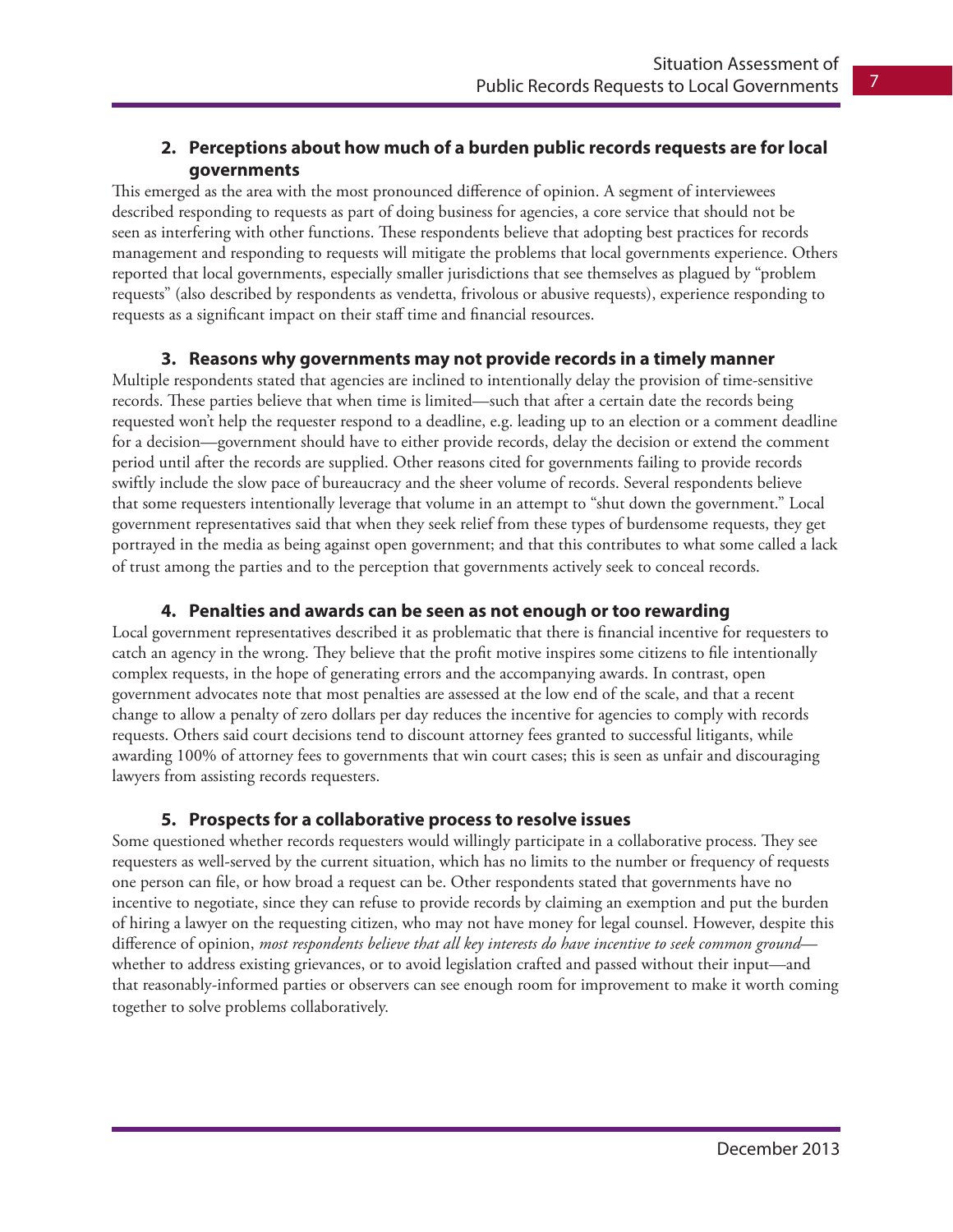### 2. Perceptions about how much of a burden public records requests are for local governments

This emerged as the area with the most pronounced difference of opinion. A segment of interviewees described responding to requests as part of doing business for agencies, a core service that should not be seen as interfering with other functions. These respondents believe that adopting best practices for records management and responding to requests will mitigate the problems that local governments experience. Others reported that local governments, especially smaller jurisdictions that see themselves as plagued by "problem requests" (also described by respondents as vendetta, frivolous or abusive requests), experience responding to requests as a significant impact on their staff time and financial resources.

### 3. Reasons why governments may not provide records in a timely manner

Multiple respondents stated that agencies are inclined to intentionally delay the provision of time-sensitive records. These parties believe that when time is limited—such that after a certain date the records being requested won't help the requester respond to a deadline, e.g. leading up to an election or a comment deadline for a decision—government should have to either provide records, delay the decision or extend the comment period until after the records are supplied. Other reasons cited for governments failing to provide records swiftly include the slow pace of bureaucracy and the sheer volume of records. Several respondents believe that some requesters intentionally leverage that volume in an attempt to "shut down the government." Local government representatives said that when they seek relief from these types of burdensome requests, they get portrayed in the media as being against open government; and that this contributes to what some called a lack of trust among the parties and to the perception that governments actively seek to conceal records.

### 4. Penalties and awards can be seen as not enough or too rewarding

Local government representatives described it as problematic that there is financial incentive for requesters to catch an agency in the wrong. They believe that the profit motive inspires some citizens to file intentionally complex requests, in the hope of generating errors and the accompanying awards. In contrast, open government advocates note that most penalties are assessed at the low end of the scale, and that a recent change to allow a penalty of zero dollars per day reduces the incentive for agencies to comply with records requests. Others said court decisions tend to discount attorney fees granted to successful litigants, while awarding 100% of attorney fees to governments that win court cases; this is seen as unfair and discouraging lawyers from assisting records requesters.

### 5. Prospects for a collaborative process to resolve issues

Some questioned whether records requesters would willingly participate in a collaborative process. They see requesters as well-served by the current situation, which has no limits to the number or frequency of requests one person can file, or how broad a request can be. Other respondents stated that governments have no incentive to negotiate, since they can refuse to provide records by claiming an exemption and put the burden of hiring a lawyer on the requesting citizen, who may not have money for legal counsel. However, despite this difference of opinion, *most respondents believe that all key interests do have incentive to seek common ground*—whether to address existing grievances, or to avoid legislation crafted and passed without their input—and that reasonably-informed parties or observers can see enough room for improvement to make it worth coming together to solve problems collaboratively.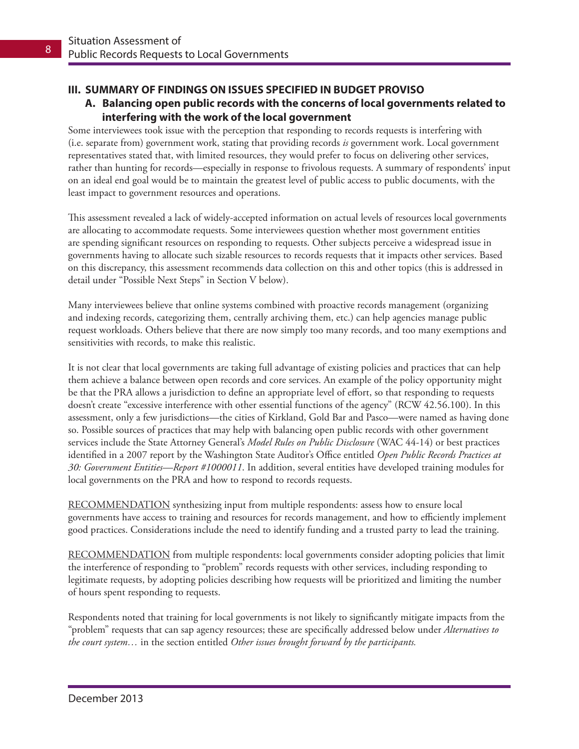## III. SUMMARY OF FINDINGS ON ISSUES SPECIFIED IN BUDGET PROVISO

### A. Balancing open public records with the concerns of local governments related to interfering with the work of the local government

Some interviewees took issue with the perception that responding to records requests is interfering with (i.e. separate from) government work, stating that providing records *is* government work. Local government representatives stated that, with limited resources, they would prefer to focus on delivering other services, rather than hunting for records—especially in response to frivolous requests. A summary of respondents' input on an ideal end goal would be to maintain the greatest level of public access to public documents, with the least impact to government resources and operations.

This assessment revealed a lack of widely-accepted information on actual levels of resources local governments are allocating to accommodate requests. Some interviewees question whether most government entities are spending significant resources on responding to requests. Other subjects perceive a widespread issue in governments having to allocate such sizable resources to records requests that it impacts other services. Based on this discrepancy, this assessment recommends data collection on this and other topics (this is addressed in detail under "Possible Next Steps" in Section V below).

Many interviewees believe that online systems combined with proactive records management (organizing and indexing records, categorizing them, centrally archiving them, etc.) can help agencies manage public request workloads. Others believe that there are now simply too many records, and too many exemptions and sensitivities with records, to make this realistic.

It is not clear that local governments are taking full advantage of existing policies and practices that can help them achieve a balance between open records and core services. An example of the policy opportunity might be that the PRA allows a jurisdiction to define an appropriate level of effort, so that responding to requests doesn't create "excessive interference with other essential functions of the agency" (RCW 42.56.100). In this assessment, only a few jurisdictions—the cities of Kirkland, Gold Bar and Pasco—were named as having done so. Possible sources of practices that may help with balancing open public records with other government services include the State Attorney General's *Model Rules on Public Disclosure* (WAC 44-14) or best practices identified in a 2007 report by the Washington State Auditor's Office entitled *Open Public Records Practices at 30: Government Entities—Report #1000011*. In addition, several entities have developed training modules for local governments on the PRA and how to respond to records requests.

<u>RECOMMENDATION</u> synthesizing input from multiple respondents: assess how to ensure local governments have access to training and resources for records management, and how to efficiently implement good practices. Considerations include the need to identify funding and a trusted party to lead the training.

<u>RECOMMENDATION</u> from multiple respondents: local governments consider adopting policies that limit the interference of responding to "problem" records requests with other services, including responding to legitimate requests, by adopting policies describing how requests will be prioritized and limiting the number of hours spent responding to requests.

Respondents noted that training for local governments is not likely to significantly mitigate impacts from the "problem" requests that can sap agency resources; these are specifically addressed below under *Alternatives to the court system…* in the section entitled *Other issues brought forward by the participants.*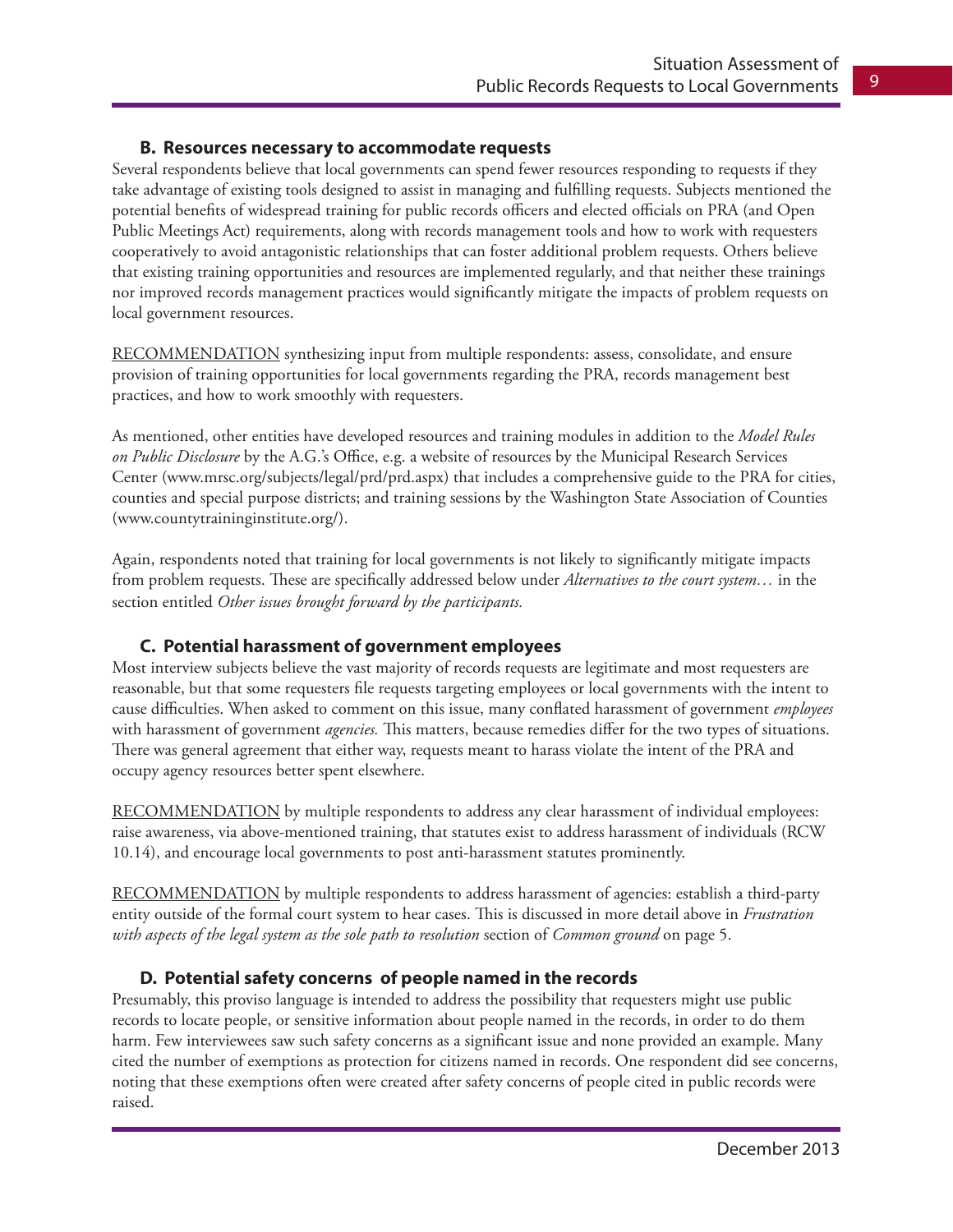### B. Resources necessary to accommodate requests

Several respondents believe that local governments can spend fewer resources responding to requests if they take advantage of existing tools designed to assist in managing and fulfilling requests. Subjects mentioned the potential benefits of widespread training for public records officers and elected officials on PRA (and Open Public Meetings Act) requirements, along with records management tools and how to work with requesters cooperatively to avoid antagonistic relationships that can foster additional problem requests. Others believe that existing training opportunities and resources are implemented regularly, and that neither these trainings nor improved records management practices would significantly mitigate the impacts of problem requests on local government resources.

<u>RECOMMENDATION</u> synthesizing input from multiple respondents: assess, consolidate, and ensure provision of training opportunities for local governments regarding the PRA, records management best practices, and how to work smoothly with requesters.

As mentioned, other entities have developed resources and training modules in addition to the *Model Rules on Public Disclosure* by the A.G.'s Office, e.g. a website of resources by the Municipal Research Services Center (www.mrsc.org/subjects/legal/prd/prd.aspx) that includes a comprehensive guide to the PRA for cities, counties and special purpose districts; and training sessions by the Washington State Association of Counties (www.countytraininginstitute.org/).

Again, respondents noted that training for local governments is not likely to significantly mitigate impacts from problem requests. These are specifically addressed below under *Alternatives to the court system…* in the section entitled *Other issues brought forward by the participants.*

### C. Potential harassment of government employees

Most interview subjects believe the vast majority of records requests are legitimate and most requesters are reasonable, but that some requesters file requests targeting employees or local governments with the intent to cause difficulties. When asked to comment on this issue, many conflated harassment of government *employees* with harassment of government *agencies.* This matters, because remedies differ for the two types of situations. There was general agreement that either way, requests meant to harass violate the intent of the PRA and occupy agency resources better spent elsewhere.

<u>RECOMMENDATION</u> by multiple respondents to address any clear harassment of individual employees: raise awareness, via above-mentioned training, that statutes exist to address harassment of individuals (RCW 10.14), and encourage local governments to post anti-harassment statutes prominently.

<u>RECOMMENDATION</u> by multiple respondents to address harassment of agencies: establish a third-party entity outside of the formal court system to hear cases. This is discussed in more detail above in *Frustration with aspects of the legal system as the sole path to resolution* section of *Common ground* on page 5.

### D. Potential safety concerns of people named in the records

Presumably, this proviso language is intended to address the possibility that requesters might use public records to locate people, or sensitive information about people named in the records, in order to do them harm. Few interviewees saw such safety concerns as a significant issue and none provided an example. Many cited the number of exemptions as protection for citizens named in records. One respondent did see concerns, noting that these exemptions often were created after safety concerns of people cited in public records were raised.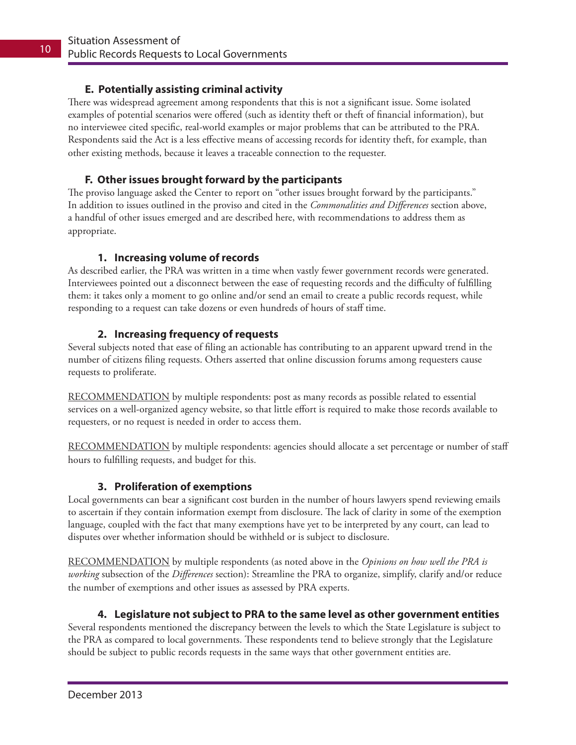### E. Potentially assisting criminal activity

There was widespread agreement among respondents that this is not a significant issue. Some isolated examples of potential scenarios were offered (such as identity theft or theft of financial information), but no interviewee cited specific, real-world examples or major problems that can be attributed to the PRA. Respondents said the Act is a less effective means of accessing records for identity theft, for example, than other existing methods, because it leaves a traceable connection to the requester.

### F. Other issues brought forward by the participants

The proviso language asked the Center to report on "other issues brought forward by the participants." In addition to issues outlined in the proviso and cited in the *Commonalities and Differences* section above, a handful of other issues emerged and are described here, with recommendations to address them as appropriate.

#### 1. Increasing volume of records

As described earlier, the PRA was written in a time when vastly fewer government records were generated. Interviewees pointed out a disconnect between the ease of requesting records and the difficulty of fulfilling them: it takes only a moment to go online and/or send an email to create a public records request, while responding to a request can take dozens or even hundreds of hours of staff time.

#### 2. Increasing frequency of requests

Several subjects noted that ease of filing an actionable has contributing to an apparent upward trend in the number of citizens filing requests. Others asserted that online discussion forums among requesters cause requests to proliferate.

RECOMMENDATION by multiple respondents: post as many records as possible related to essential services on a well-organized agency website, so that little effort is required to make those records available to requesters, or no request is needed in order to access them.

RECOMMENDATION by multiple respondents: agencies should allocate a set percentage or number of staff hours to fulfilling requests, and budget for this.

#### 3. Proliferation of exemptions

Local governments can bear a significant cost burden in the number of hours lawyers spend reviewing emails to ascertain if they contain information exempt from disclosure. The lack of clarity in some of the exemption language, coupled with the fact that many exemptions have yet to be interpreted by any court, can lead to disputes over whether information should be withheld or is subject to disclosure.

RECOMMENDATION by multiple respondents (as noted above in the *Opinions on how well the PRA is working* subsection of the *Differences* section): Streamline the PRA to organize, simplify, clarify and/or reduce the number of exemptions and other issues as assessed by PRA experts.

#### 4. Legislature not subject to PRA to the same level as other government entities

Several respondents mentioned the discrepancy between the levels to which the State Legislature is subject to the PRA as compared to local governments. These respondents tend to believe strongly that the Legislature should be subject to public records requests in the same ways that other government entities are.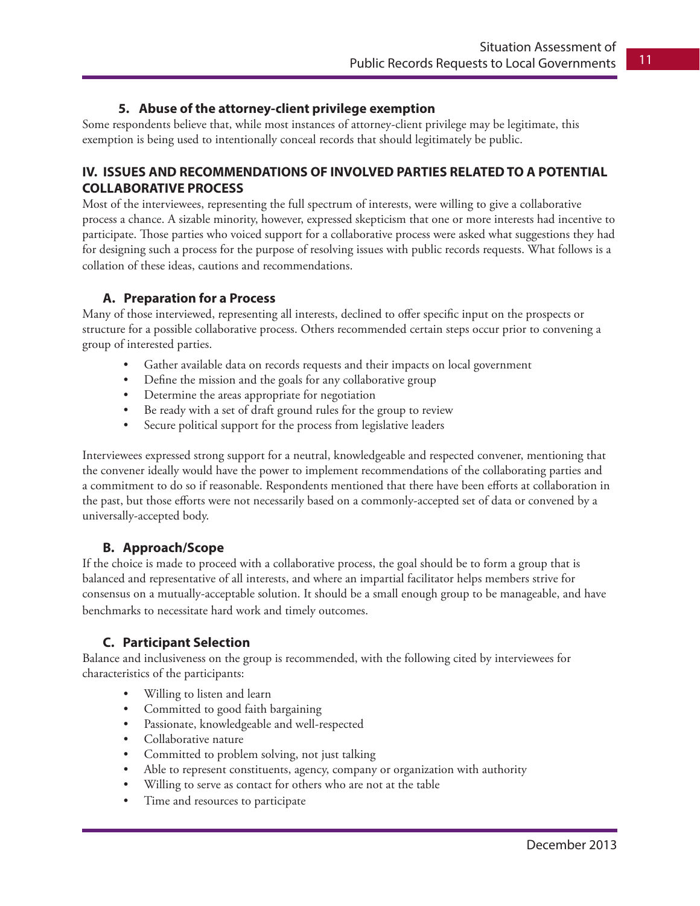### 5. Abuse of the attorney-client privilege exemption

Some respondents believe that, while most instances of attorney-client privilege may be legitimate, this exemption is being used to intentionally conceal records that should legitimately be public.

## IV. ISSUES AND RECOMMENDATIONS OF INVOLVED PARTIES RELATED TO A POTENTIAL COLLABORATIVE PROCESS

Most of the interviewees, representing the full spectrum of interests, were willing to give a collaborative process a chance. A sizable minority, however, expressed skepticism that one or more interests had incentive to participate. Those parties who voiced support for a collaborative process were asked what suggestions they had for designing such a process for the purpose of resolving issues with public records requests. What follows is a collation of these ideas, cautions and recommendations.

### A. Preparation for a Process

Many of those interviewed, representing all interests, declined to offer specific input on the prospects or structure for a possible collaborative process. Others recommended certain steps occur prior to convening a group of interested parties.

- Gather available data on records requests and their impacts on local government
- Define the mission and the goals for any collaborative group
- Determine the areas appropriate for negotiation
- Be ready with a set of draft ground rules for the group to review
- Secure political support for the process from legislative leaders

Interviewees expressed strong support for a neutral, knowledgeable and respected convener, mentioning that the convener ideally would have the power to implement recommendations of the collaborating parties and a commitment to do so if reasonable. Respondents mentioned that there have been efforts at collaboration in the past, but those efforts were not necessarily based on a commonly-accepted set of data or convened by a universally-accepted body.

### B. Approach/Scope

If the choice is made to proceed with a collaborative process, the goal should be to form a group that is balanced and representative of all interests, and where an impartial facilitator helps members strive for consensus on a mutually-acceptable solution. It should be a small enough group to be manageable, and have benchmarks to necessitate hard work and timely outcomes.

### C. Participant Selection

Balance and inclusiveness on the group is recommended, with the following cited by interviewees for characteristics of the participants:

- Willing to listen and learn
- Committed to good faith bargaining
- Passionate, knowledgeable and well-respected
- Collaborative nature
- Committed to problem solving, not just talking
- Able to represent constituents, agency, company or organization with authority
- Willing to serve as contact for others who are not at the table
- Time and resources to participate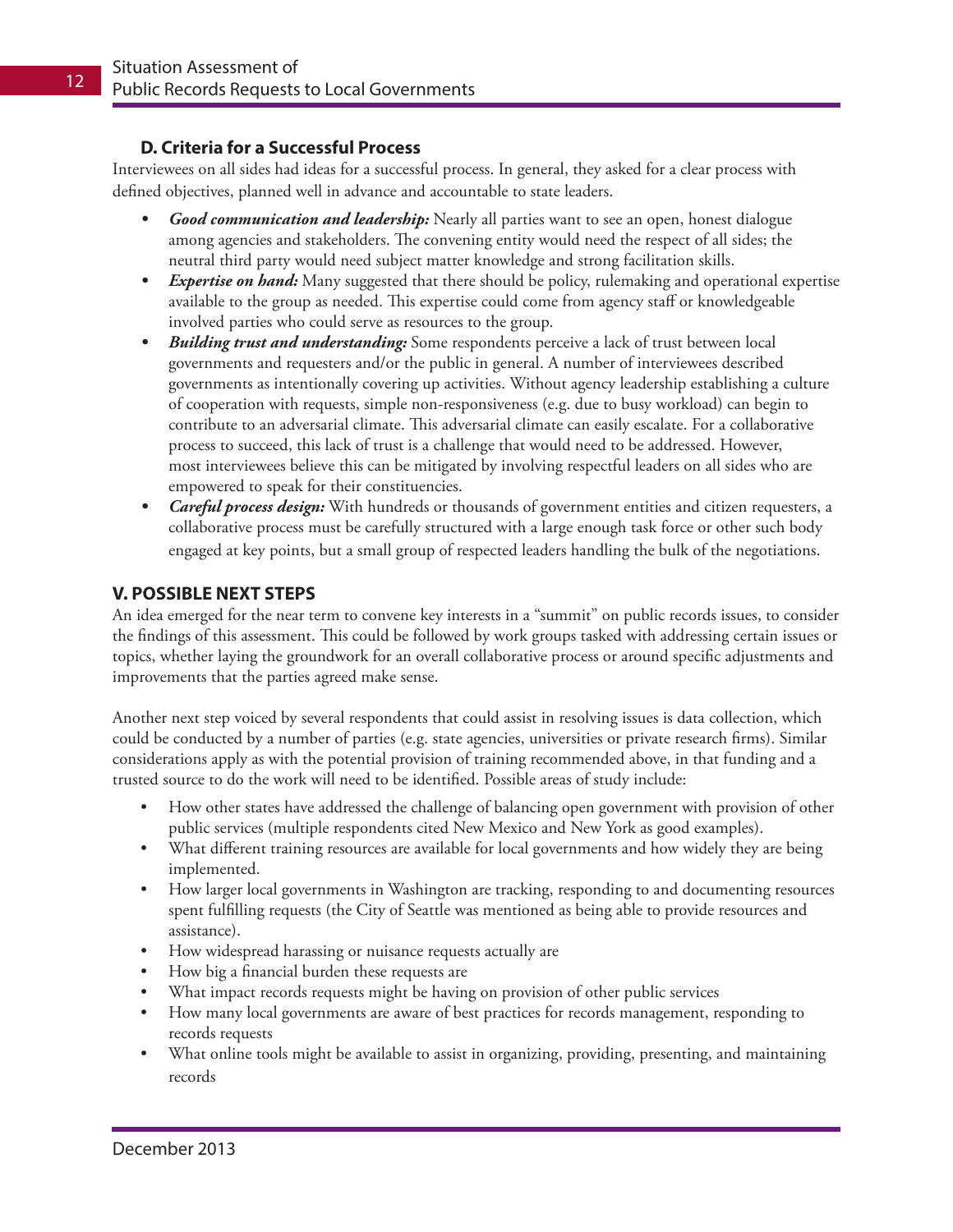### D. Criteria for a Successful Process

Interviewees on all sides had ideas for a successful process. In general, they asked for a clear process with defined objectives, planned well in advance and accountable to state leaders.

- ***Good communication and leadership:*** Nearly all parties want to see an open, honest dialogue among agencies and stakeholders. The convening entity would need the respect of all sides; the neutral third party would need subject matter knowledge and strong facilitation skills.
- ***Expertise on hand:*** Many suggested that there should be policy, rulemaking and operational expertise available to the group as needed. This expertise could come from agency staff or knowledgeable involved parties who could serve as resources to the group.
- ***Building trust and understanding:*** Some respondents perceive a lack of trust between local governments and requesters and/or the public in general. A number of interviewees described governments as intentionally covering up activities. Without agency leadership establishing a culture of cooperation with requests, simple non-responsiveness (e.g. due to busy workload) can begin to contribute to an adversarial climate. This adversarial climate can easily escalate. For a collaborative process to succeed, this lack of trust is a challenge that would need to be addressed. However, most interviewees believe this can be mitigated by involving respectful leaders on all sides who are empowered to speak for their constituencies.
- ***Careful process design:*** With hundreds or thousands of government entities and citizen requesters, a collaborative process must be carefully structured with a large enough task force or other such body engaged at key points, but a small group of respected leaders handling the bulk of the negotiations.

## V. POSSIBLE NEXT STEPS

An idea emerged for the near term to convene key interests in a "summit" on public records issues, to consider the findings of this assessment. This could be followed by work groups tasked with addressing certain issues or topics, whether laying the groundwork for an overall collaborative process or around specific adjustments and improvements that the parties agreed make sense.

Another next step voiced by several respondents that could assist in resolving issues is data collection, which could be conducted by a number of parties (e.g. state agencies, universities or private research firms). Similar considerations apply as with the potential provision of training recommended above, in that funding and a trusted source to do the work will need to be identified. Possible areas of study include:

- How other states have addressed the challenge of balancing open government with provision of other public services (multiple respondents cited New Mexico and New York as good examples).
- What different training resources are available for local governments and how widely they are being implemented.
- How larger local governments in Washington are tracking, responding to and documenting resources spent fulfilling requests (the City of Seattle was mentioned as being able to provide resources and assistance).
- How widespread harassing or nuisance requests actually are
- How big a financial burden these requests are
- What impact records requests might be having on provision of other public services
- How many local governments are aware of best practices for records management, responding to records requests
- What online tools might be available to assist in organizing, providing, presenting, and maintaining records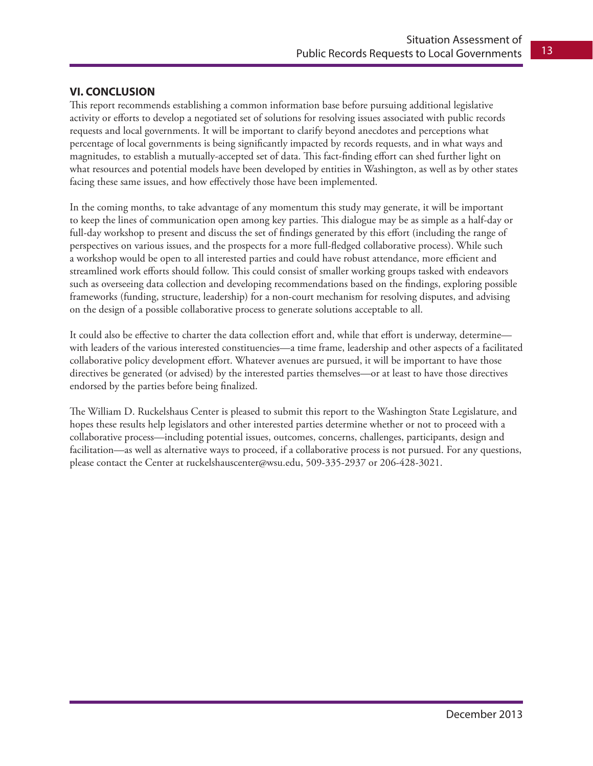## VI. CONCLUSION

This report recommends establishing a common information base before pursuing additional legislative activity or efforts to develop a negotiated set of solutions for resolving issues associated with public records requests and local governments. It will be important to clarify beyond anecdotes and perceptions what percentage of local governments is being significantly impacted by records requests, and in what ways and magnitudes, to establish a mutually-accepted set of data. This fact-finding effort can shed further light on what resources and potential models have been developed by entities in Washington, as well as by other states facing these same issues, and how effectively those have been implemented.

In the coming months, to take advantage of any momentum this study may generate, it will be important to keep the lines of communication open among key parties. This dialogue may be as simple as a half-day or full-day workshop to present and discuss the set of findings generated by this effort (including the range of perspectives on various issues, and the prospects for a more full-fledged collaborative process). While such a workshop would be open to all interested parties and could have robust attendance, more efficient and streamlined work efforts should follow. This could consist of smaller working groups tasked with endeavors such as overseeing data collection and developing recommendations based on the findings, exploring possible frameworks (funding, structure, leadership) for a non-court mechanism for resolving disputes, and advising on the design of a possible collaborative process to generate solutions acceptable to all.

It could also be effective to charter the data collection effort and, while that effort is underway, determine—with leaders of the various interested constituencies—a time frame, leadership and other aspects of a facilitated collaborative policy development effort. Whatever avenues are pursued, it will be important to have those directives be generated (or advised) by the interested parties themselves—or at least to have those directives endorsed by the parties before being finalized.

The William D. Ruckelshaus Center is pleased to submit this report to the Washington State Legislature, and hopes these results help legislators and other interested parties determine whether or not to proceed with a collaborative process—including potential issues, outcomes, concerns, challenges, participants, design and facilitation—as well as alternative ways to proceed, if a collaborative process is not pursued. For any questions, please contact the Center at ruckelshauscenter@wsu.edu, 509-335-2937 or 206-428-3021.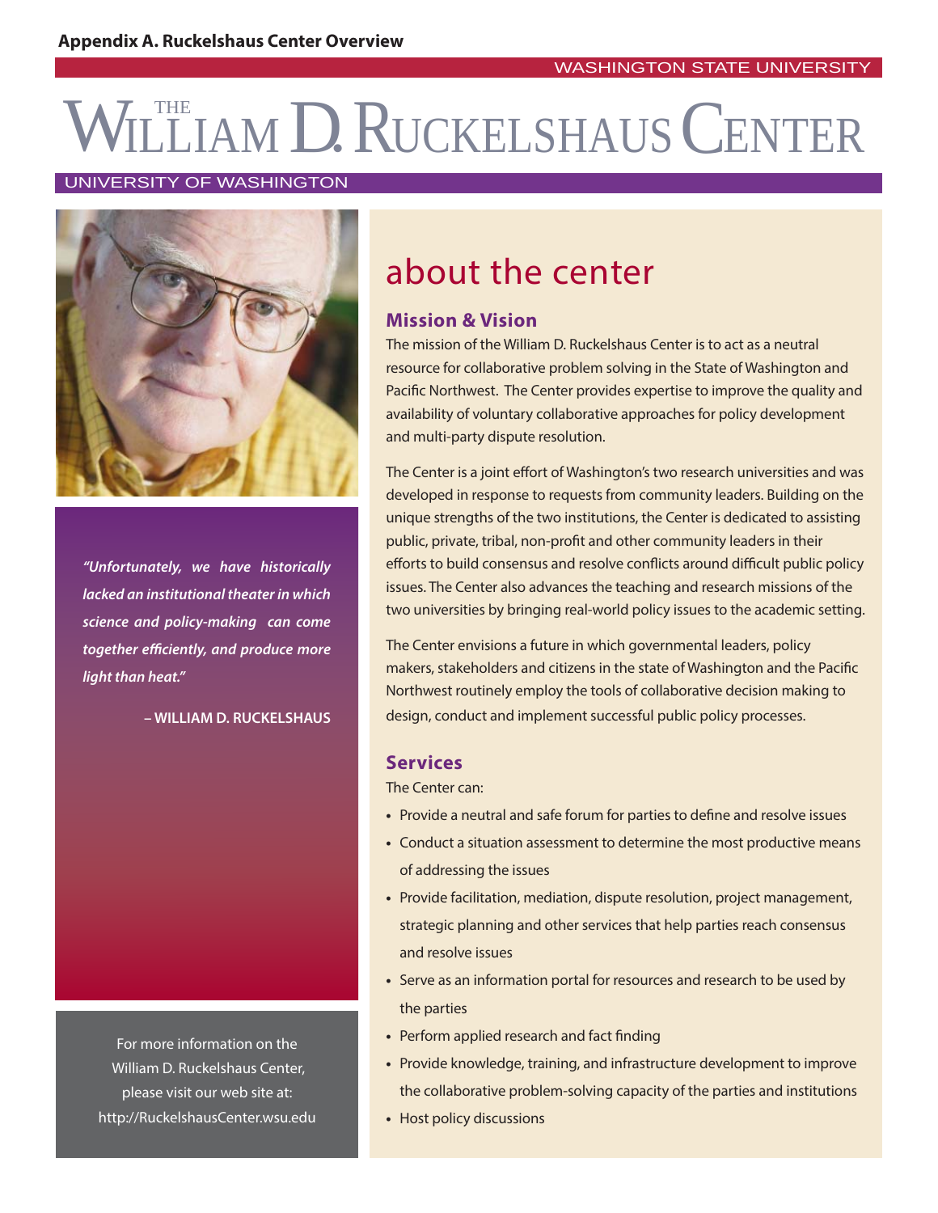**Appendix A. Ruckelshaus Center Overview**

WASHINGTON STATE UNIVERSITY

# THE WILLIAM D. RUCKELSHAUS CENTER

UNIVERSITY OF WASHINGTON

*"Unfortunately, we have historically lacked an institutional theater in which science and policy-making can come together efficiently, and produce more light than heat."*

**– WILLIAM D. RUCKELSHAUS**

For more information on the William D. Ruckelshaus Center, please visit our web site at: http://RuckelshausCenter.wsu.edu

## about the center

### Mission & Vision

The mission of the William D. Ruckelshaus Center is to act as a neutral resource for collaborative problem solving in the State of Washington and Pacific Northwest. The Center provides expertise to improve the quality and availability of voluntary collaborative approaches for policy development and multi-party dispute resolution.

The Center is a joint effort of Washington's two research universities and was developed in response to requests from community leaders. Building on the unique strengths of the two institutions, the Center is dedicated to assisting public, private, tribal, non-profit and other community leaders in their efforts to build consensus and resolve conflicts around difficult public policy issues. The Center also advances the teaching and research missions of the two universities by bringing real-world policy issues to the academic setting.

The Center envisions a future in which governmental leaders, policy makers, stakeholders and citizens in the state of Washington and the Pacific Northwest routinely employ the tools of collaborative decision making to design, conduct and implement successful public policy processes.

### Services

The Center can:

- Provide a neutral and safe forum for parties to define and resolve issues
- Conduct a situation assessment to determine the most productive means of addressing the issues
- Provide facilitation, mediation, dispute resolution, project management, strategic planning and other services that help parties reach consensus and resolve issues
- Serve as an information portal for resources and research to be used by the parties
- Perform applied research and fact finding
- Provide knowledge, training, and infrastructure development to improve the collaborative problem-solving capacity of the parties and institutions
- Host policy discussions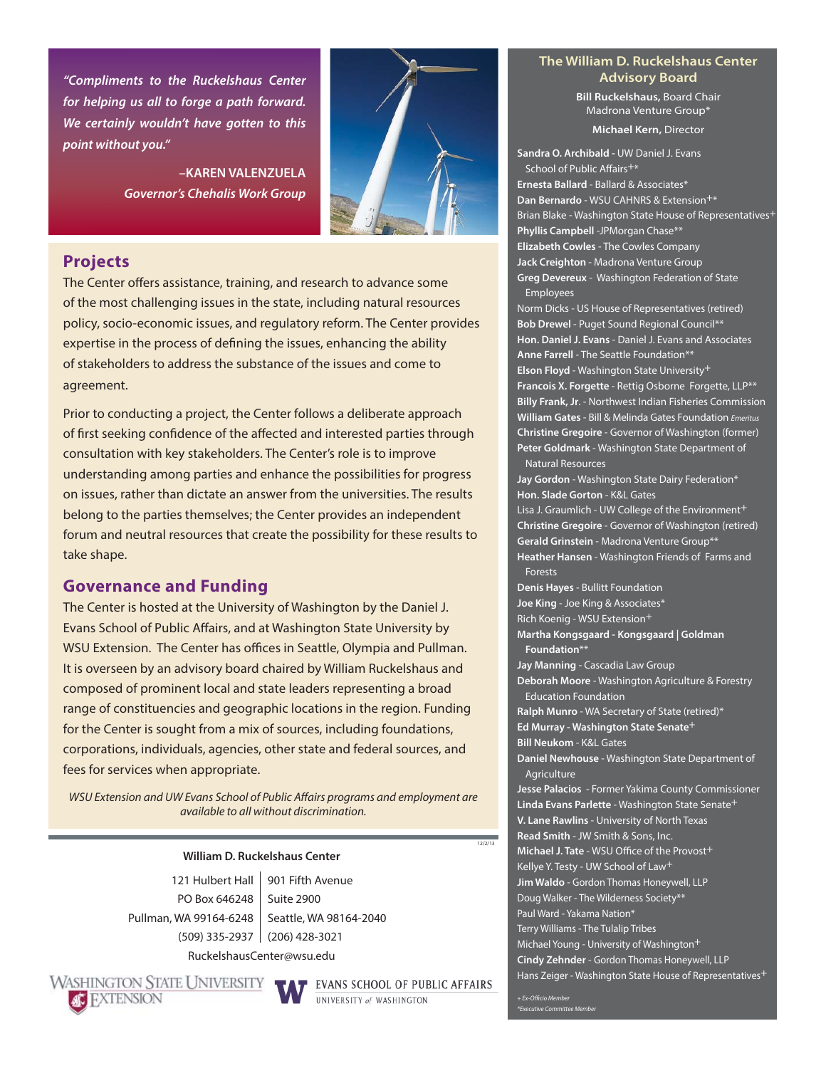*"Compliments to the Ruckelshaus Center for helping us all to forge a path forward. We certainly wouldn't have gotten to this point without you."*

**–KAREN VALENZUELA**
***Governor's Chehalis Work Group***

## Projects

The Center offers assistance, training, and research to advance some of the most challenging issues in the state, including natural resources policy, socio-economic issues, and regulatory reform. The Center provides expertise in the process of defining the issues, enhancing the ability of stakeholders to address the substance of the issues and come to agreement.

Prior to conducting a project, the Center follows a deliberate approach of first seeking confidence of the affected and interested parties through consultation with key stakeholders. The Center's role is to improve understanding among parties and enhance the possibilities for progress on issues, rather than dictate an answer from the universities. The results belong to the parties themselves; the Center provides an independent forum and neutral resources that create the possibility for these results to take shape.

## Governance and Funding

The Center is hosted at the University of Washington by the Daniel J. Evans School of Public Affairs, and at Washington State University by WSU Extension. The Center has offices in Seattle, Olympia and Pullman. It is overseen by an advisory board chaired by William Ruckelshaus and composed of prominent local and state leaders representing a broad range of constituencies and geographic locations in the region. Funding for the Center is sought from a mix of sources, including foundations, corporations, individuals, agencies, other state and federal sources, and fees for services when appropriate.

*WSU Extension and UW Evans School of Public Affairs programs and employment are available to all without discrimination.*

12/2/13

**William D. Ruckelshaus Center**

| | |
|---|---|
| 121 Hulbert Hall | 901 Fifth Avenue |
| PO Box 646248 | Suite 2900 |
| Pullman, WA 99164-6248 | Seattle, WA 98164-2040 |
| (509) 335-2937 | (206) 428-3021 |

RuckelshausCenter@wsu.edu

WASHINGTON STATE UNIVERSITY EXTENSION

EVANS SCHOOL OF PUBLIC AFFAIRS UNIVERSITY of WASHINGTON

## The William D. Ruckelshaus Center Advisory Board

**Bill Ruckelshaus,** Board Chair
Madrona Venture Group*

**Michael Kern,** Director

**Sandra O. Archibald** - UW Daniel J. Evans School of Public Affairs+*
**Ernesta Ballard** - Ballard & Associates*
**Dan Bernardo** - WSU CAHNRS & Extension+*
Brian Blake - Washington State House of Representatives+
**Phyllis Campbell** -JPMorgan Chase**
**Elizabeth Cowles** - The Cowles Company
**Jack Creighton** - Madrona Venture Group
**Greg Devereux** - Washington Federation of State Employees
Norm Dicks - US House of Representatives (retired)
**Bob Drewel** - Puget Sound Regional Council**
**Hon. Daniel J. Evans** - Daniel J. Evans and Associates
**Anne Farrell** - The Seattle Foundation**
**Elson Floyd** - Washington State University+
**Francois X. Forgette** - Rettig Osborne Forgette, LLP**
**Billy Frank, Jr.** - Northwest Indian Fisheries Commission
**William Gates** - Bill & Melinda Gates Foundation *Emeritus*
**Christine Gregoire** - Governor of Washington (former)
**Peter Goldmark** - Washington State Department of Natural Resources
**Jay Gordon** - Washington State Dairy Federation*
**Hon. Slade Gorton** - K&L Gates
Lisa J. Graumlich - UW College of the Environment+
**Christine Gregoire** - Governor of Washington (retired)
**Gerald Grinstein** - Madrona Venture Group**
**Heather Hansen** - Washington Friends of Farms and Forests
**Denis Hayes** - Bullitt Foundation
**Joe King** - Joe King & Associates*
Rich Koenig - WSU Extension+
**Martha Kongsgaard - Kongsgaard | Goldman Foundation****
**Jay Manning** - Cascadia Law Group
**Deborah Moore** - Washington Agriculture & Forestry Education Foundation
**Ralph Munro** - WA Secretary of State (retired)*
**Ed Murray - Washington State Senate**+
**Bill Neukom** - K&L Gates
**Daniel Newhouse** - Washington State Department of Agriculture
**Jesse Palacios** - Former Yakima County Commissioner
**Linda Evans Parlette** - Washington State Senate+
**V. Lane Rawlins** - University of North Texas
**Read Smith** - JW Smith & Sons, Inc.
**Michael J. Tate** - WSU Office of the Provost+
Kellye Y. Testy - UW School of Law+
**Jim Waldo** - Gordon Thomas Honeywell, LLP
Doug Walker - The Wilderness Society**
Paul Ward - Yakama Nation*
Terry Williams - The Tulalip Tribes
Michael Young - University of Washington+
**Cindy Zehnder** - Gordon Thomas Honeywell, LLP
Hans Zeiger - Washington State House of Representatives+

*+ Ex-Officio Member*
**Executive Committee Member*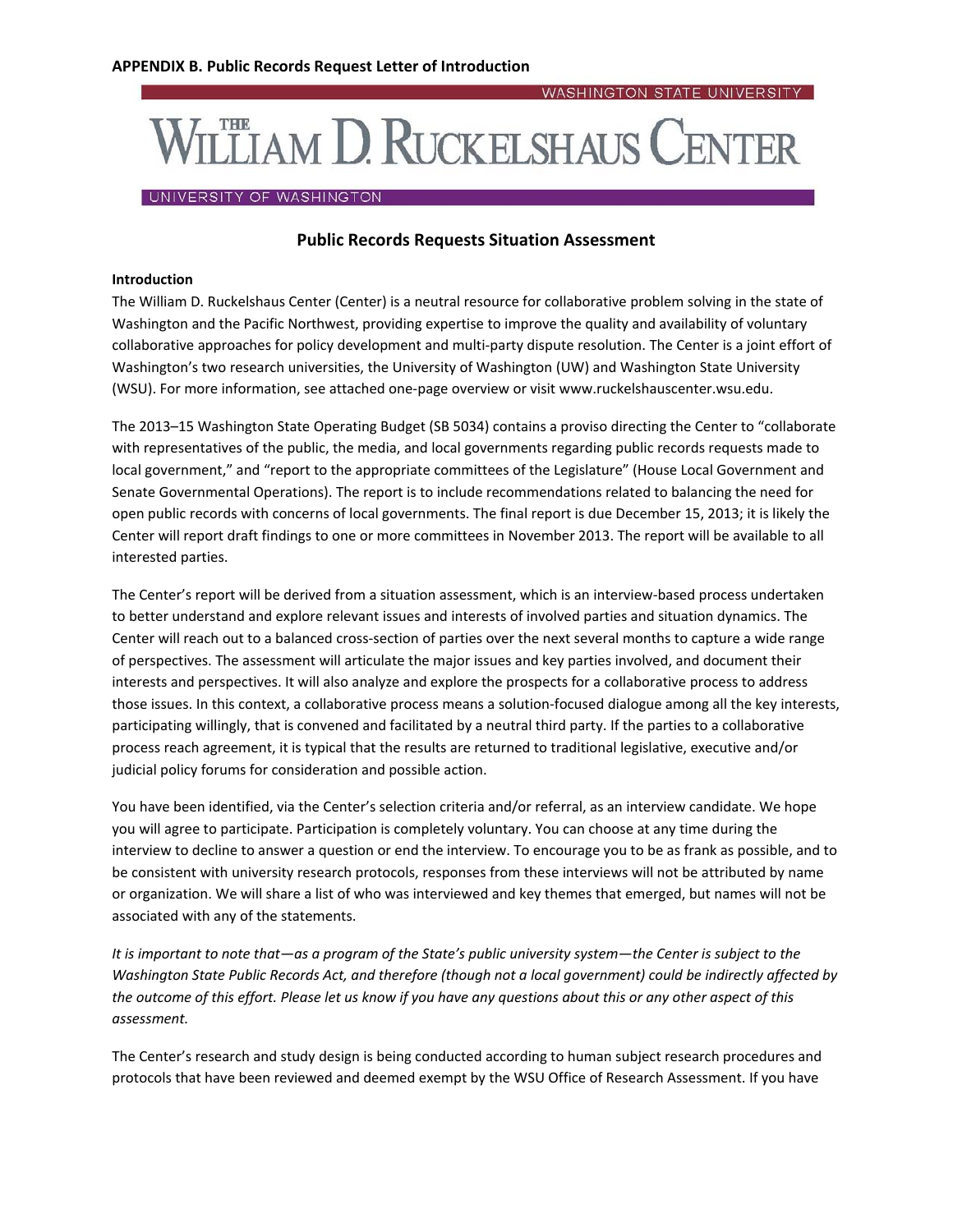**APPENDIX B. Public Records Request Letter of Introduction**

WASHINGTON STATE UNIVERSITY

# THE WILLIAM D. RUCKELSHAUS CENTER

UNIVERSITY OF WASHINGTON

## Public Records Requests Situation Assessment

**Introduction**

The William D. Ruckelshaus Center (Center) is a neutral resource for collaborative problem solving in the state of Washington and the Pacific Northwest, providing expertise to improve the quality and availability of voluntary collaborative approaches for policy development and multi-party dispute resolution. The Center is a joint effort of Washington's two research universities, the University of Washington (UW) and Washington State University (WSU). For more information, see attached one-page overview or visit www.ruckelshauscenter.wsu.edu.

The 2013–15 Washington State Operating Budget (SB 5034) contains a proviso directing the Center to "collaborate with representatives of the public, the media, and local governments regarding public records requests made to local government," and "report to the appropriate committees of the Legislature" (House Local Government and Senate Governmental Operations). The report is to include recommendations related to balancing the need for open public records with concerns of local governments. The final report is due December 15, 2013; it is likely the Center will report draft findings to one or more committees in November 2013. The report will be available to all interested parties.

The Center's report will be derived from a situation assessment, which is an interview-based process undertaken to better understand and explore relevant issues and interests of involved parties and situation dynamics. The Center will reach out to a balanced cross-section of parties over the next several months to capture a wide range of perspectives. The assessment will articulate the major issues and key parties involved, and document their interests and perspectives. It will also analyze and explore the prospects for a collaborative process to address those issues. In this context, a collaborative process means a solution-focused dialogue among all the key interests, participating willingly, that is convened and facilitated by a neutral third party. If the parties to a collaborative process reach agreement, it is typical that the results are returned to traditional legislative, executive and/or judicial policy forums for consideration and possible action.

You have been identified, via the Center's selection criteria and/or referral, as an interview candidate. We hope you will agree to participate. Participation is completely voluntary. You can choose at any time during the interview to decline to answer a question or end the interview. To encourage you to be as frank as possible, and to be consistent with university research protocols, responses from these interviews will not be attributed by name or organization. We will share a list of who was interviewed and key themes that emerged, but names will not be associated with any of the statements.

*It is important to note that—as a program of the State's public university system—the Center is subject to the Washington State Public Records Act, and therefore (though not a local government) could be indirectly affected by the outcome of this effort. Please let us know if you have any questions about this or any other aspect of this assessment.*

The Center's research and study design is being conducted according to human subject research procedures and protocols that have been reviewed and deemed exempt by the WSU Office of Research Assessment. If you have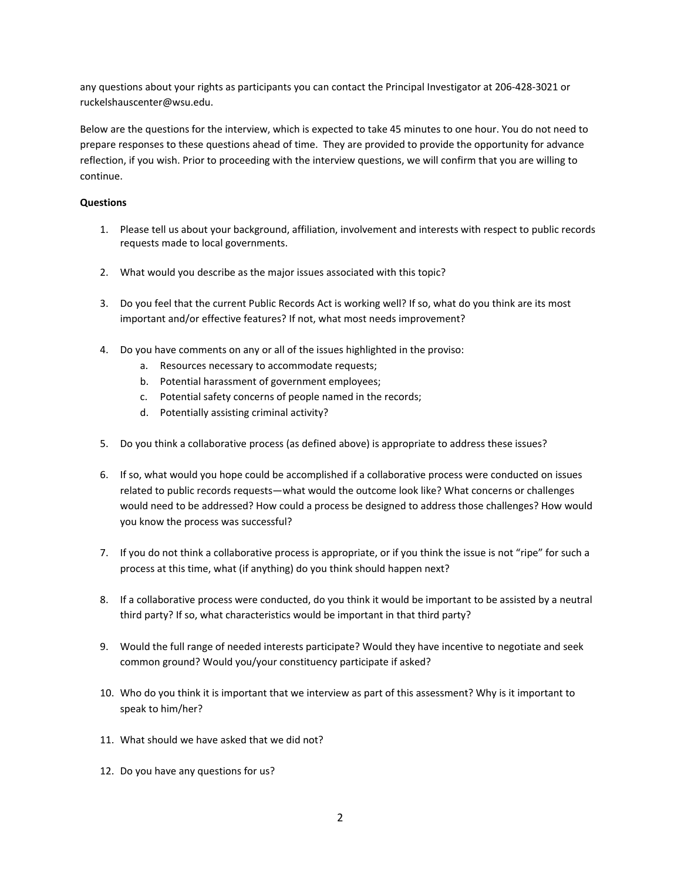any questions about your rights as participants you can contact the Principal Investigator at 206-428-3021 or ruckelshauscenter@wsu.edu.

Below are the questions for the interview, which is expected to take 45 minutes to one hour. You do not need to prepare responses to these questions ahead of time. They are provided to provide the opportunity for advance reflection, if you wish. Prior to proceeding with the interview questions, we will confirm that you are willing to continue.

**Questions**

1. Please tell us about your background, affiliation, involvement and interests with respect to public records requests made to local governments.

2. What would you describe as the major issues associated with this topic?

3. Do you feel that the current Public Records Act is working well? If so, what do you think are its most important and/or effective features? If not, what most needs improvement?

4. Do you have comments on any or all of the issues highlighted in the proviso:
   a. Resources necessary to accommodate requests;
   b. Potential harassment of government employees;
   c. Potential safety concerns of people named in the records;
   d. Potentially assisting criminal activity?

5. Do you think a collaborative process (as defined above) is appropriate to address these issues?

6. If so, what would you hope could be accomplished if a collaborative process were conducted on issues related to public records requests—what would the outcome look like? What concerns or challenges would need to be addressed? How could a process be designed to address those challenges? How would you know the process was successful?

7. If you do not think a collaborative process is appropriate, or if you think the issue is not "ripe" for such a process at this time, what (if anything) do you think should happen next?

8. If a collaborative process were conducted, do you think it would be important to be assisted by a neutral third party? If so, what characteristics would be important in that third party?

9. Would the full range of needed interests participate? Would they have incentive to negotiate and seek common ground? Would you/your constituency participate if asked?

10. Who do you think it is important that we interview as part of this assessment? Why is it important to speak to him/her?

11. What should we have asked that we did not?

12. Do you have any questions for us?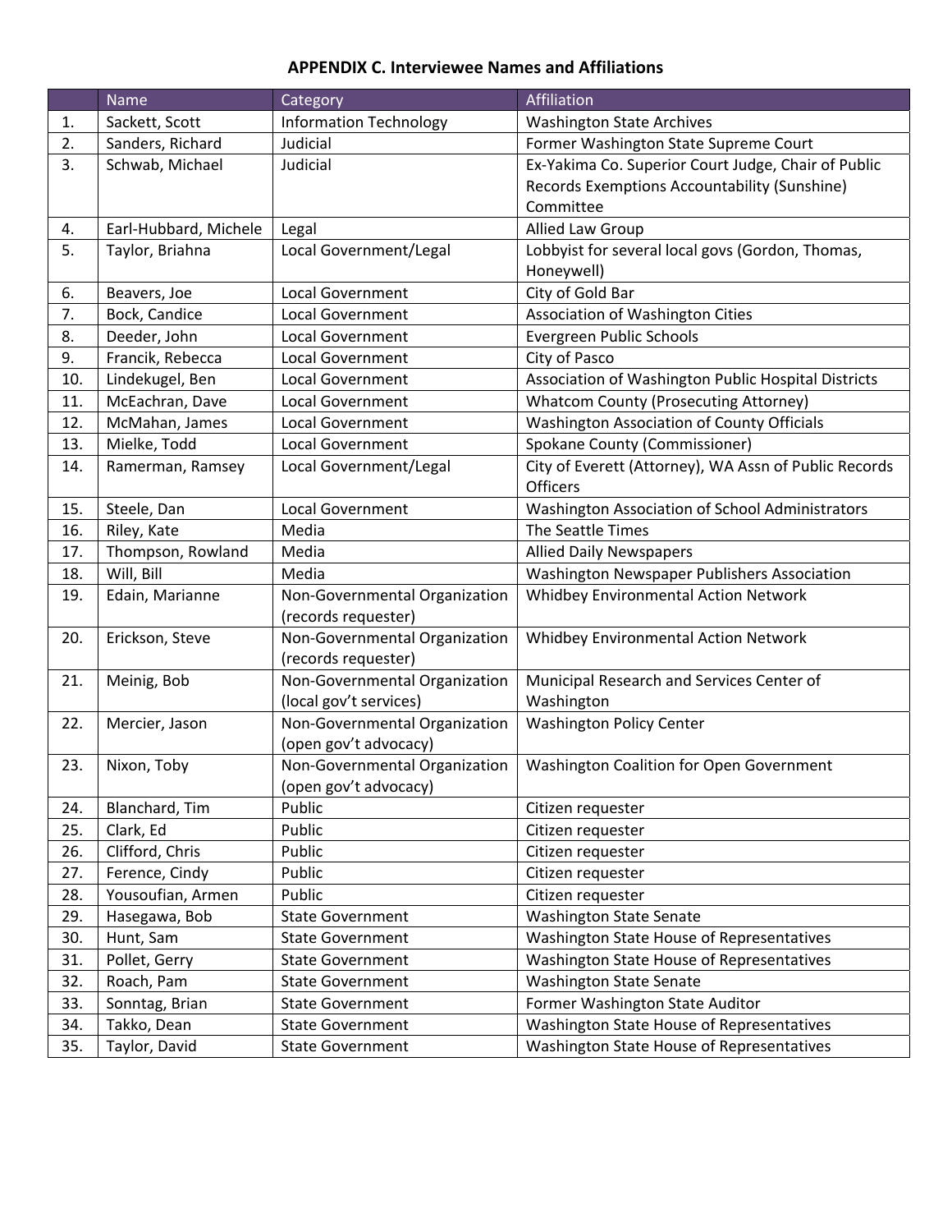# APPENDIX C. Interviewee Names and Affiliations

| | Name | Category | Affiliation |
|---|---|---|---|
| 1. | Sackett, Scott | Information Technology | Washington State Archives |
| 2. | Sanders, Richard | Judicial | Former Washington State Supreme Court |
| 3. | Schwab, Michael | Judicial | Ex-Yakima Co. Superior Court Judge, Chair of Public Records Exemptions Accountability (Sunshine) Committee |
| 4. | Earl-Hubbard, Michele | Legal | Allied Law Group |
| 5. | Taylor, Briahna | Local Government/Legal | Lobbyist for several local govs (Gordon, Thomas, Honeywell) |
| 6. | Beavers, Joe | Local Government | City of Gold Bar |
| 7. | Bock, Candice | Local Government | Association of Washington Cities |
| 8. | Deeder, John | Local Government | Evergreen Public Schools |
| 9. | Francik, Rebecca | Local Government | City of Pasco |
| 10. | Lindekugel, Ben | Local Government | Association of Washington Public Hospital Districts |
| 11. | McEachran, Dave | Local Government | Whatcom County (Prosecuting Attorney) |
| 12. | McMahan, James | Local Government | Washington Association of County Officials |
| 13. | Mielke, Todd | Local Government | Spokane County (Commissioner) |
| 14. | Ramerman, Ramsey | Local Government/Legal | City of Everett (Attorney), WA Assn of Public Records Officers |
| 15. | Steele, Dan | Local Government | Washington Association of School Administrators |
| 16. | Riley, Kate | Media | The Seattle Times |
| 17. | Thompson, Rowland | Media | Allied Daily Newspapers |
| 18. | Will, Bill | Media | Washington Newspaper Publishers Association |
| 19. | Edain, Marianne | Non-Governmental Organization (records requester) | Whidbey Environmental Action Network |
| 20. | Erickson, Steve | Non-Governmental Organization (records requester) | Whidbey Environmental Action Network |
| 21. | Meinig, Bob | Non-Governmental Organization (local gov't services) | Municipal Research and Services Center of Washington |
| 22. | Mercier, Jason | Non-Governmental Organization (open gov't advocacy) | Washington Policy Center |
| 23. | Nixon, Toby | Non-Governmental Organization (open gov't advocacy) | Washington Coalition for Open Government |
| 24. | Blanchard, Tim | Public | Citizen requester |
| 25. | Clark, Ed | Public | Citizen requester |
| 26. | Clifford, Chris | Public | Citizen requester |
| 27. | Ference, Cindy | Public | Citizen requester |
| 28. | Yousoufian, Armen | Public | Citizen requester |
| 29. | Hasegawa, Bob | State Government | Washington State Senate |
| 30. | Hunt, Sam | State Government | Washington State House of Representatives |
| 31. | Pollet, Gerry | State Government | Washington State House of Representatives |
| 32. | Roach, Pam | State Government | Washington State Senate |
| 33. | Sonntag, Brian | State Government | Former Washington State Auditor |
| 34. | Takko, Dean | State Government | Washington State House of Representatives |
| 35. | Taylor, David | State Government | Washington State House of Representatives |